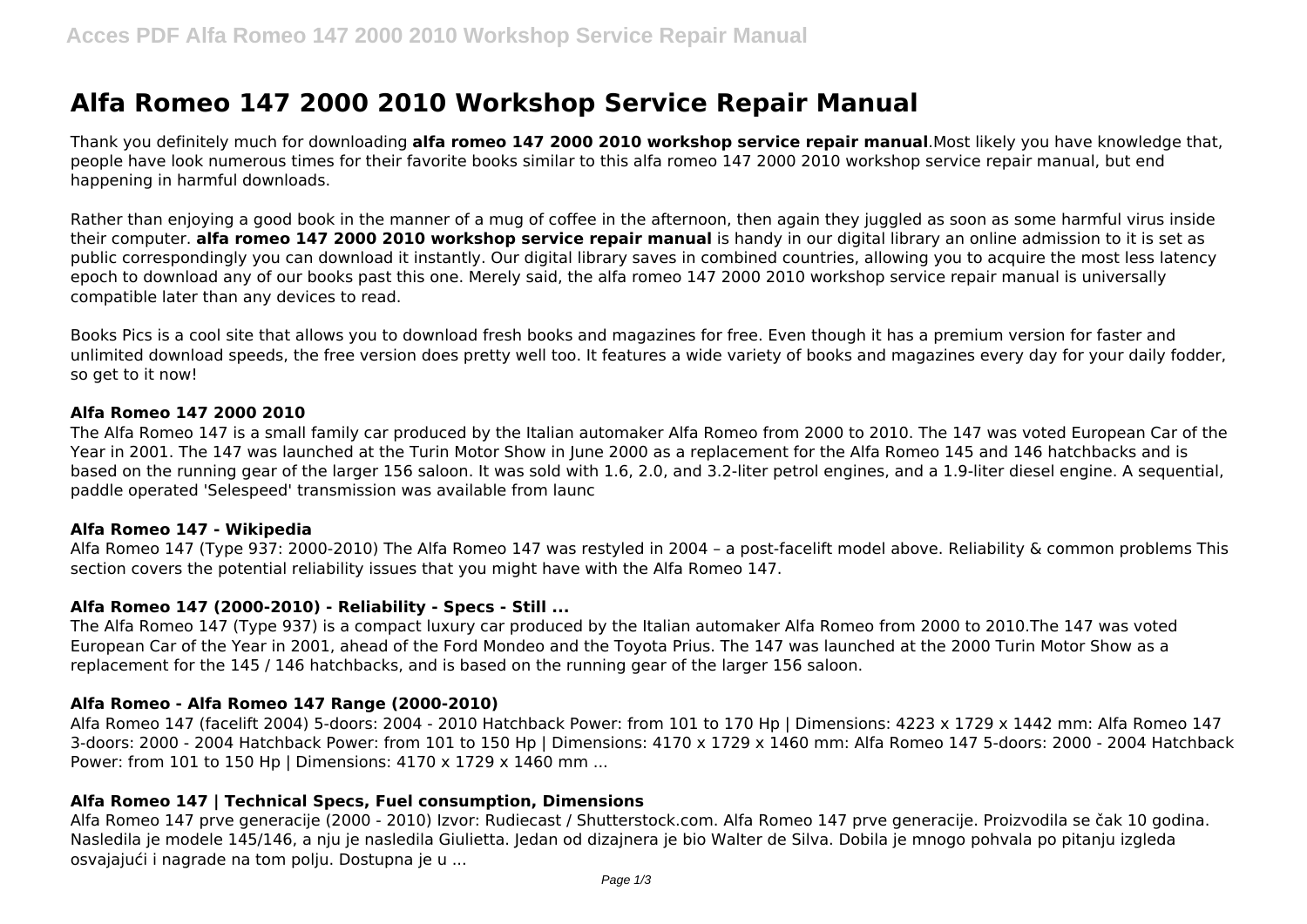# Alfa Romeo 147 2000 2010 Workshop Service Repair Manual

Thank you definitely much for downloading **alfa romeo 147 2000 2010 workshop service repair manual**.Most likely you have knowledge that, people have look numerous times for their favorite books similar to this alfa romeo 147 2000 2010 workshop service repair manual, but end happening in harmful downloads.

Rather than enjoying a good book in the manner of a mug of coffee in the afternoon, then again they juggled as soon as some harmful virus inside their computer. **alfa romeo 147 2000 2010 workshop service repair manual** is handy in our digital library an online admission to it is set as public correspondingly you can download it instantly. Our digital library saves in combined countries, allowing you to acquire the most less latency epoch to download any of our books past this one. Merely said, the alfa romeo 147 2000 2010 workshop service repair manual is universally compatible later than any devices to read.

Books Pics is a cool site that allows you to download fresh books and magazines for free. Even though it has a premium version for faster and unlimited download speeds, the free version does pretty well too. It features a wide variety of books and magazines every day for your daily fodder, so get to it now!

### Alfa Romeo 147 2000 2010

The Alfa Romeo 147 is a small family car produced by the Italian automaker Alfa Romeo from 2000 to 2010. The 147 was voted European Car of the Year in 2001. The 147 was launched at the Turin Motor Show in June 2000 as a replacement for the Alfa Romeo 145 and 146 hatchbacks and is based on the running gear of the larger 156 saloon. It was sold with 1.6, 2.0, and 3.2-liter petrol engines, and a 1.9-liter diesel engine. A sequential, paddle operated 'Selespeed' transmission was available from launc

### Alfa Romeo 147 - Wikipedia

Alfa Romeo 147 (Type 937: 2000-2010) The Alfa Romeo 147 was restyled in 2004 – a post-facelift model above. Reliability & common problems This section covers the potential reliability issues that you might have with the Alfa Romeo 147.

### Alfa Romeo 147 (2000-2010) - Reliability - Specs - Still ...

The Alfa Romeo 147 (Type 937) is a compact luxury car produced by the Italian automaker Alfa Romeo from 2000 to 2010.The 147 was voted European Car of the Year in 2001, ahead of the Ford Mondeo and the Toyota Prius. The 147 was launched at the 2000 Turin Motor Show as a replacement for the 145 / 146 hatchbacks, and is based on the running gear of the larger 156 saloon.

### Alfa Romeo - Alfa Romeo 147 Range (2000-2010)

Alfa Romeo 147 (facelift 2004) 5-doors: 2004 - 2010 Hatchback Power: from 101 to 170 Hp | Dimensions: 4223 x 1729 x 1442 mm: Alfa Romeo 147 3-doors: 2000 - 2004 Hatchback Power: from 101 to 150 Hp | Dimensions: 4170 x 1729 x 1460 mm: Alfa Romeo 147 5-doors: 2000 - 2004 Hatchback Power: from 101 to 150 Hp | Dimensions: 4170 x 1729 x 1460 mm ...

### Alfa Romeo 147 | Technical Specs, Fuel consumption, Dimensions

Alfa Romeo 147 prve generacije (2000 - 2010) Izvor: Rudiecast / Shutterstock.com. Alfa Romeo 147 prve generacije. Proizvodila se čak 10 godina. Nasledila je modele 145/146, a nju je nasledila Giulietta. Jedan od dizajnera je bio Walter de Silva. Dobila je mnogo pohvala po pitanju izgleda osvajajući i nagrade na tom polju. Dostupna je u ...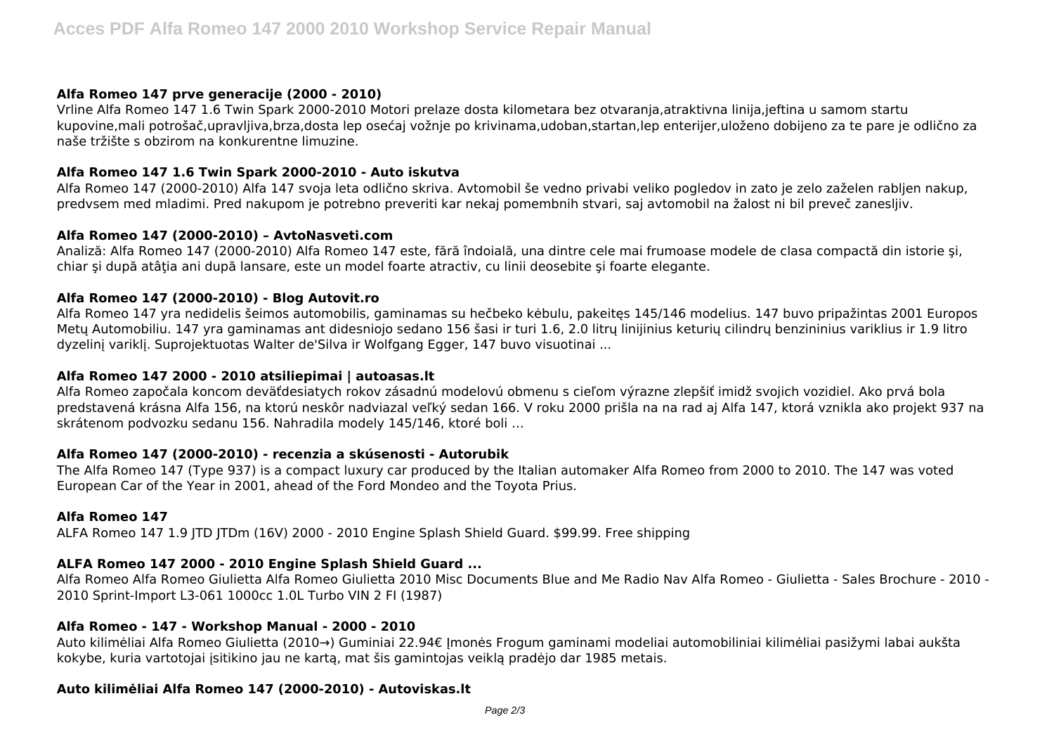### Alfa Romeo 147 prve generacije (2000 - 2010)

Vrline Alfa Romeo 147 1.6 Twin Spark 2000-2010 Motori prelaze dosta kilometara bez otvaranja,atraktivna linija,jeftina u samom startu kupovine,mali potrošač,upravljiva,brza,dosta lep osećaj vožnje po krivinama,udoban,startan,lep enterijer,uloženo dobijeno za te pare je odlično za naše tržište s obzirom na konkurentne limuzine.

### Alfa Romeo 147 1.6 Twin Spark 2000-2010 - Auto iskutva

Alfa Romeo 147 (2000-2010) Alfa 147 svoja leta odlično skriva. Avtomobil še vedno privabi veliko pogledov in zato je zelo zaželen rabljen nakup, predvsem med mladimi. Pred nakupom je potrebno preveriti kar nekaj pomembnih stvari, saj avtomobil na žalost ni bil preveč zanesljiv.

### Alfa Romeo 147 (2000-2010) – AvtoNasveti.com

Analiză: Alfa Romeo 147 (2000-2010) Alfa Romeo 147 este, fără îndoială, una dintre cele mai frumoase modele de clasa compactă din istorie şi, chiar şi după atâţia ani după lansare, este un model foarte atractiv, cu linii deosebite şi foarte elegante.

### Alfa Romeo 147 (2000-2010) - Blog Autovit.ro

Alfa Romeo 147 yra nedidelis šeimos automobilis, gaminamas su hečbeko kėbulu, pakeitęs 145/146 modelius. 147 buvo pripažintas 2001 Europos Metų Automobiliu. 147 yra gaminamas ant didesniojo sedano 156 šasi ir turi 1.6, 2.0 litrų linijinius keturių cilindrų benzininius variklius ir 1.9 litro dyzelinį variklį. Suprojektuotas Walter de'Silva ir Wolfgang Egger, 147 buvo visuotinai ...

### Alfa Romeo 147 2000 - 2010 atsiliepimai | autoasas.lt

Alfa Romeo započala koncom deväťdesiatych rokov zásadnú modelovú obmenu s cieľom výrazne zlepšiť imidž svojich vozidiel. Ako prvá bola predstavená krásna Alfa 156, na ktorú neskôr nadviazal veľký sedan 166. V roku 2000 prišla na na rad aj Alfa 147, ktorá vznikla ako projekt 937 na skrátenom podvozku sedanu 156. Nahradila modely 145/146, ktoré boli …

### Alfa Romeo 147 (2000-2010) - recenzia a skúsenosti - Autorubik

The Alfa Romeo 147 (Type 937) is a compact luxury car produced by the Italian automaker Alfa Romeo from 2000 to 2010. The 147 was voted European Car of the Year in 2001, ahead of the Ford Mondeo and the Toyota Prius.

### Alfa Romeo 147

ALFA Romeo 147 1.9 JTD JTDm (16V) 2000 - 2010 Engine Splash Shield Guard. $99.99. Free shipping

### ALFA Romeo 147 2000 - 2010 Engine Splash Shield Guard ...

Alfa Romeo Alfa Romeo Giulietta Alfa Romeo Giulietta 2010 Misc Documents Blue and Me Radio Nav Alfa Romeo - Giulietta - Sales Brochure - 2010 - 2010 Sprint-Import L3-061 1000cc 1.0L Turbo VIN 2 FI (1987)

### Alfa Romeo - 147 - Workshop Manual - 2000 - 2010

Auto kilimėliai Alfa Romeo Giulietta (2010→) Guminiai 22.94€ Įmonės Frogum gaminami modeliai automobiliniai kilimėliai pasižymi labai aukšta kokybe, kuria vartotojai įsitikino jau ne kartą, mat šis gamintojas veiklą pradėjo dar 1985 metais.

### Auto kilimėliai Alfa Romeo 147 (2000-2010) - Autoviskas.lt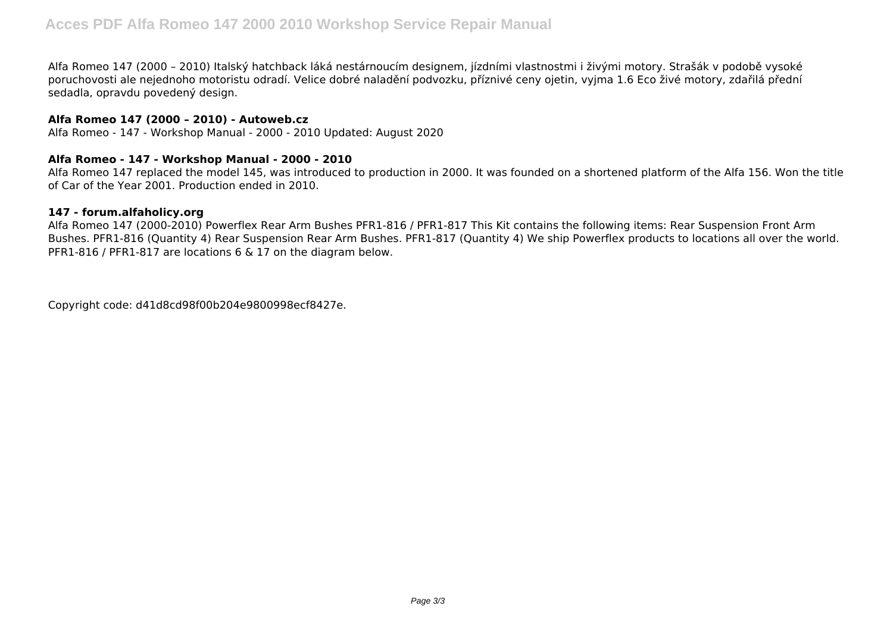Alfa Romeo 147 (2000 – 2010) Italský hatchback láká nestárnoucím designem, jízdními vlastnostmi i živými motory. Strašák v podobě vysoké poruchovosti ale nejednoho motoristu odradí. Velice dobré naladění podvozku, příznivé ceny ojetin, vyjma 1.6 Eco živé motory, zdařilá přední sedadla, opravdu povedený design.

**Alfa Romeo 147 (2000 – 2010) - Autoweb.cz**

Alfa Romeo - 147 - Workshop Manual - 2000 - 2010 Updated: August 2020

**Alfa Romeo - 147 - Workshop Manual - 2000 - 2010**

Alfa Romeo 147 replaced the model 145, was introduced to production in 2000. It was founded on a shortened platform of the Alfa 156. Won the title of Car of the Year 2001. Production ended in 2010.

**147 - forum.alfaholicy.org**

Alfa Romeo 147 (2000-2010) Powerflex Rear Arm Bushes PFR1-816 / PFR1-817 This Kit contains the following items: Rear Suspension Front Arm Bushes. PFR1-816 (Quantity 4) Rear Suspension Rear Arm Bushes. PFR1-817 (Quantity 4) We ship Powerflex products to locations all over the world. PFR1-816 / PFR1-817 are locations 6 & 17 on the diagram below.

Copyright code: d41d8cd98f00b204e9800998ecf8427e.